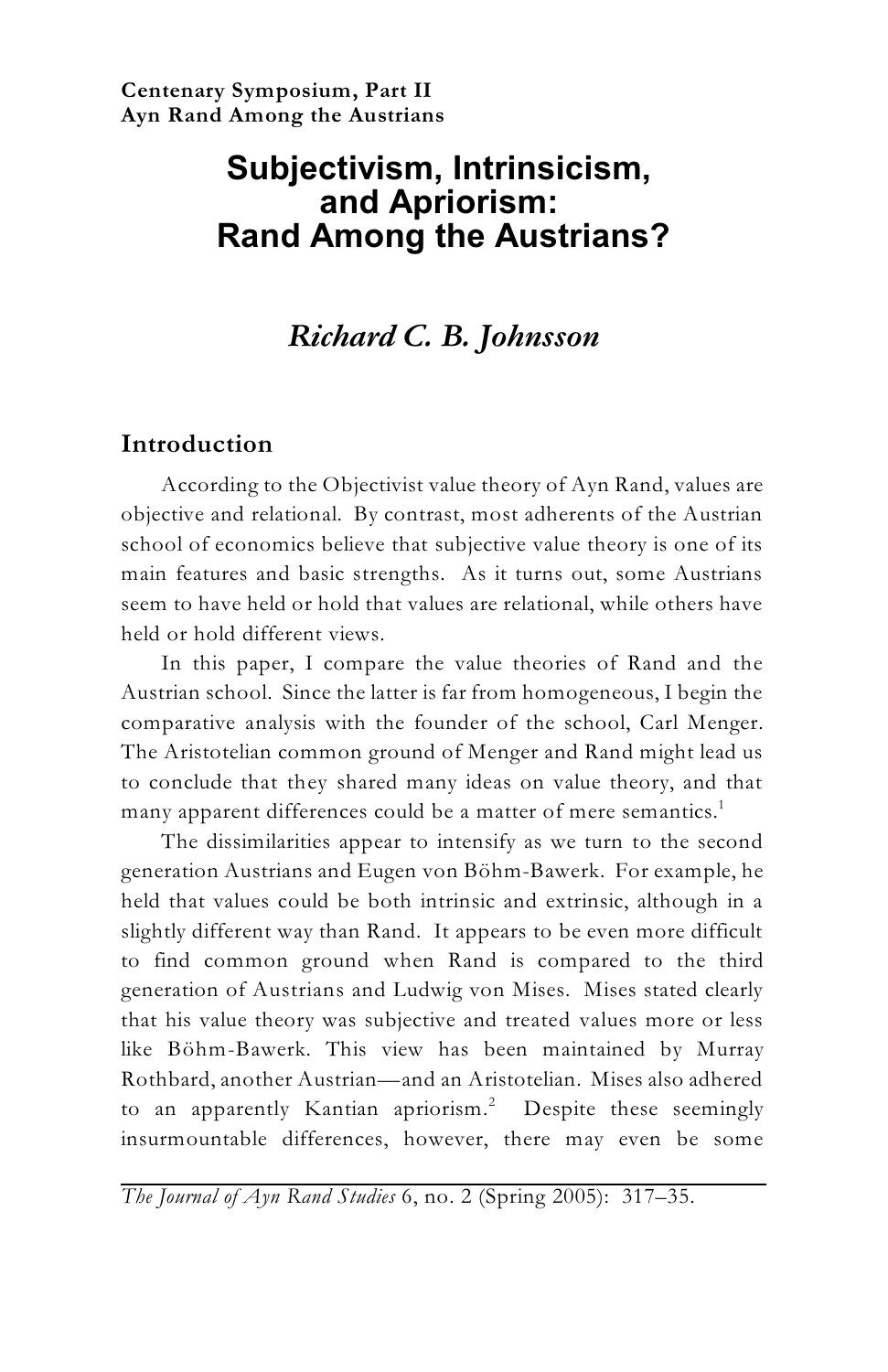**Centenary Symposium, Part II**
**Ayn Rand Among the Austrians**

# Subjectivism, Intrinsicism, and Apriorism: Rand Among the Austrians?

## *Richard C. B. Johnsson*

## Introduction

According to the Objectivist value theory of Ayn Rand, values are objective and relational. By contrast, most adherents of the Austrian school of economics believe that subjective value theory is one of its main features and basic strengths. As it turns out, some Austrians seem to have held or hold that values are relational, while others have held or hold different views.

In this paper, I compare the value theories of Rand and the Austrian school. Since the latter is far from homogeneous, I begin the comparative analysis with the founder of the school, Carl Menger. The Aristotelian common ground of Menger and Rand might lead us to conclude that they shared many ideas on value theory, and that many apparent differences could be a matter of mere semantics.[1]

The dissimilarities appear to intensify as we turn to the second generation Austrians and Eugen von Böhm-Bawerk. For example, he held that values could be both intrinsic and extrinsic, although in a slightly different way than Rand. It appears to be even more difficult to find common ground when Rand is compared to the third generation of Austrians and Ludwig von Mises. Mises stated clearly that his value theory was subjective and treated values more or less like Böhm-Bawerk. This view has been maintained by Murray Rothbard, another Austrian—and an Aristotelian. Mises also adhered to an apparently Kantian apriorism.[2] Despite these seemingly insurmountable differences, however, there may even be some

*The Journal of Ayn Rand Studies* 6, no. 2 (Spring 2005): 317–35.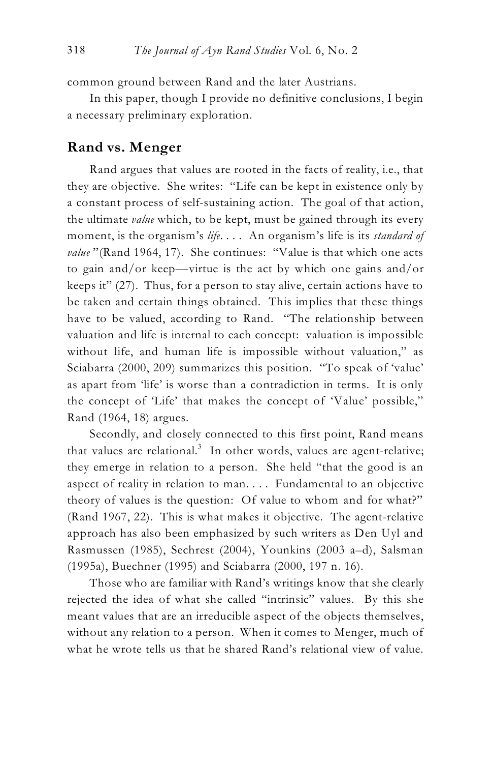common ground between Rand and the later Austrians.

In this paper, though I provide no definitive conclusions, I begin a necessary preliminary exploration.

## Rand vs. Menger

Rand argues that values are rooted in the facts of reality, i.e., that they are objective. She writes: "Life can be kept in existence only by a constant process of self-sustaining action. The goal of that action, the ultimate *value* which, to be kept, must be gained through its every moment, is the organism's *life*. . . . An organism's life is its *standard of value* "(Rand 1964, 17). She continues: "Value is that which one acts to gain and/or keep—virtue is the act by which one gains and/or keeps it" (27). Thus, for a person to stay alive, certain actions have to be taken and certain things obtained. This implies that these things have to be valued, according to Rand. "The relationship between valuation and life is internal to each concept: valuation is impossible without life, and human life is impossible without valuation," as Sciabarra (2000, 209) summarizes this position. "To speak of 'value' as apart from 'life' is worse than a contradiction in terms. It is only the concept of 'Life' that makes the concept of 'Value' possible," Rand (1964, 18) argues.

Secondly, and closely connected to this first point, Rand means that values are relational.[3] In other words, values are agent-relative; they emerge in relation to a person. She held "that the good is an aspect of reality in relation to man. . . . Fundamental to an objective theory of values is the question: Of value to whom and for what?" (Rand 1967, 22). This is what makes it objective. The agent-relative approach has also been emphasized by such writers as Den Uyl and Rasmussen (1985), Sechrest (2004), Younkins (2003 a–d), Salsman (1995a), Buechner (1995) and Sciabarra (2000, 197 n. 16).

Those who are familiar with Rand's writings know that she clearly rejected the idea of what she called "intrinsic" values. By this she meant values that are an irreducible aspect of the objects themselves, without any relation to a person. When it comes to Menger, much of what he wrote tells us that he shared Rand's relational view of value.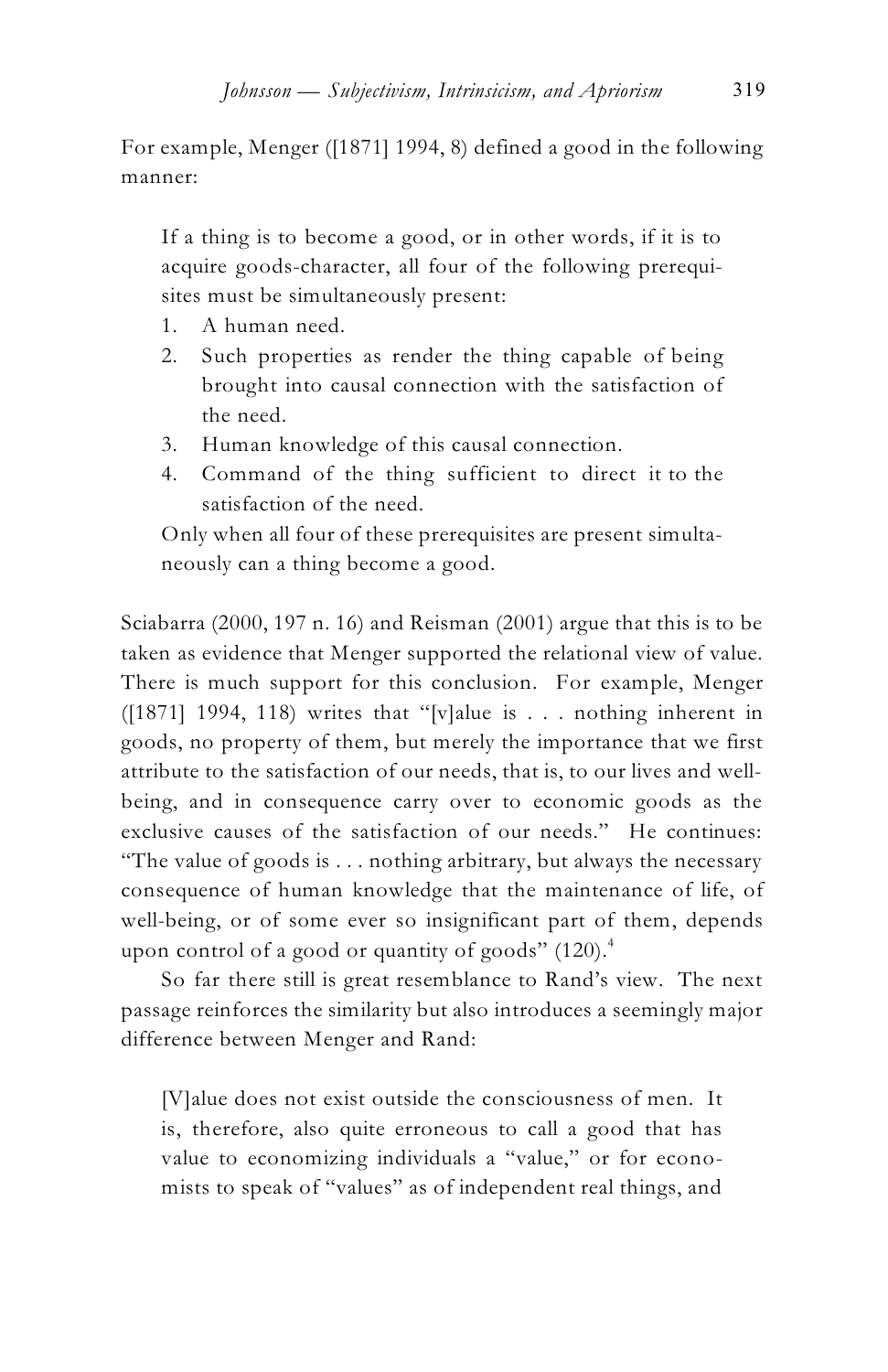For example, Menger ([1871] 1994, 8) defined a good in the following manner:

> If a thing is to become a good, or in other words, if it is to acquire goods-character, all four of the following prerequisites must be simultaneously present:
>
> 1. A human need.
> 2. Such properties as render the thing capable of being brought into causal connection with the satisfaction of the need.
> 3. Human knowledge of this causal connection.
> 4. Command of the thing sufficient to direct it to the satisfaction of the need.
>
> Only when all four of these prerequisites are present simultaneously can a thing become a good.

Sciabarra (2000, 197 n. 16) and Reisman (2001) argue that this is to be taken as evidence that Menger supported the relational view of value. There is much support for this conclusion. For example, Menger ([1871] 1994, 118) writes that "[v]alue is . . . nothing inherent in goods, no property of them, but merely the importance that we first attribute to the satisfaction of our needs, that is, to our lives and well-being, and in consequence carry over to economic goods as the exclusive causes of the satisfaction of our needs." He continues: "The value of goods is . . . nothing arbitrary, but always the necessary consequence of human knowledge that the maintenance of life, of well-being, or of some ever so insignificant part of them, depends upon control of a good or quantity of goods" (120).[4]

So far there still is great resemblance to Rand's view. The next passage reinforces the similarity but also introduces a seemingly major difference between Menger and Rand:

> [V]alue does not exist outside the consciousness of men. It is, therefore, also quite erroneous to call a good that has value to economizing individuals a "value," or for economists to speak of "values" as of independent real things, and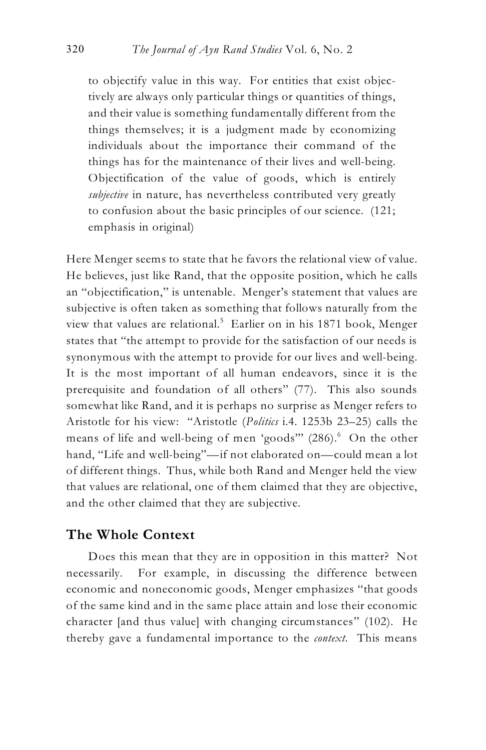> to objectify value in this way. For entities that exist objectively are always only particular things or quantities of things, and their value is something fundamentally different from the things themselves; it is a judgment made by economizing individuals about the importance their command of the things has for the maintenance of their lives and well-being. Objectification of the value of goods, which is entirely *subjective* in nature, has nevertheless contributed very greatly to confusion about the basic principles of our science. (121; emphasis in original)

Here Menger seems to state that he favors the relational view of value. He believes, just like Rand, that the opposite position, which he calls an "objectification," is untenable. Menger's statement that values are subjective is often taken as something that follows naturally from the view that values are relational.[5] Earlier on in his 1871 book, Menger states that "the attempt to provide for the satisfaction of our needs is synonymous with the attempt to provide for our lives and well-being. It is the most important of all human endeavors, since it is the prerequisite and foundation of all others" (77). This also sounds somewhat like Rand, and it is perhaps no surprise as Menger refers to Aristotle for his view: "Aristotle (*Politics* i.4. 1253b 23–25) calls the means of life and well-being of men 'goods'" (286).[6] On the other hand, "Life and well-being"—if not elaborated on—could mean a lot of different things. Thus, while both Rand and Menger held the view that values are relational, one of them claimed that they are objective, and the other claimed that they are subjective.

## The Whole Context

Does this mean that they are in opposition in this matter? Not necessarily. For example, in discussing the difference between economic and noneconomic goods, Menger emphasizes "that goods of the same kind and in the same place attain and lose their economic character [and thus value] with changing circumstances" (102). He thereby gave a fundamental importance to the *context*. This means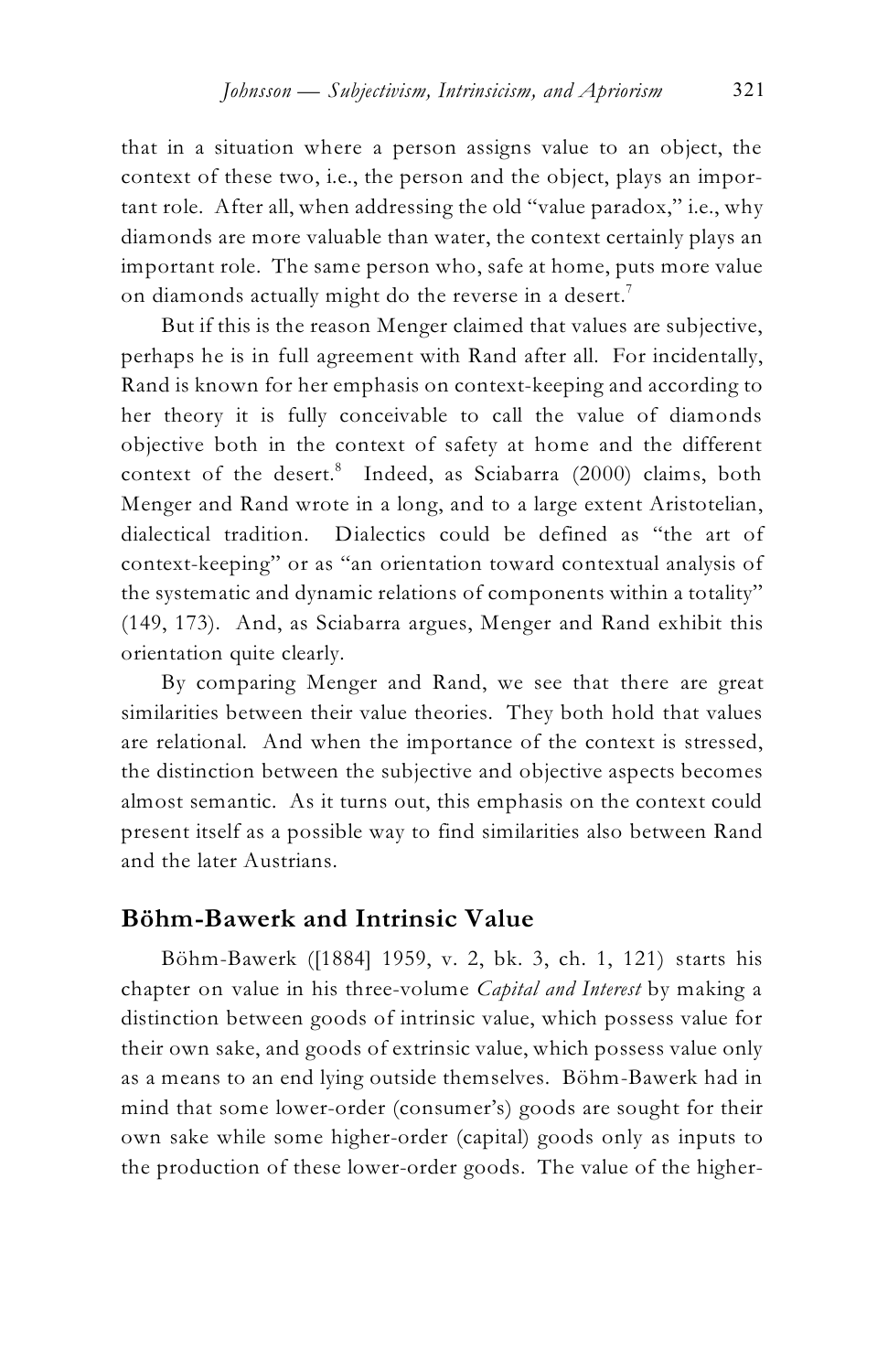that in a situation where a person assigns value to an object, the context of these two, i.e., the person and the object, plays an important role. After all, when addressing the old "value paradox," i.e., why diamonds are more valuable than water, the context certainly plays an important role. The same person who, safe at home, puts more value on diamonds actually might do the reverse in a desert.[7]

But if this is the reason Menger claimed that values are subjective, perhaps he is in full agreement with Rand after all. For incidentally, Rand is known for her emphasis on context-keeping and according to her theory it is fully conceivable to call the value of diamonds objective both in the context of safety at home and the different context of the desert.[8] Indeed, as Sciabarra (2000) claims, both Menger and Rand wrote in a long, and to a large extent Aristotelian, dialectical tradition. Dialectics could be defined as "the art of context-keeping" or as "an orientation toward contextual analysis of the systematic and dynamic relations of components within a totality" (149, 173). And, as Sciabarra argues, Menger and Rand exhibit this orientation quite clearly.

By comparing Menger and Rand, we see that there are great similarities between their value theories. They both hold that values are relational. And when the importance of the context is stressed, the distinction between the subjective and objective aspects becomes almost semantic. As it turns out, this emphasis on the context could present itself as a possible way to find similarities also between Rand and the later Austrians.

## Böhm-Bawerk and Intrinsic Value

Böhm-Bawerk ([1884] 1959, v. 2, bk. 3, ch. 1, 121) starts his chapter on value in his three-volume *Capital and Interest* by making a distinction between goods of intrinsic value, which possess value for their own sake, and goods of extrinsic value, which possess value only as a means to an end lying outside themselves. Böhm-Bawerk had in mind that some lower-order (consumer's) goods are sought for their own sake while some higher-order (capital) goods only as inputs to the production of these lower-order goods. The value of the higher-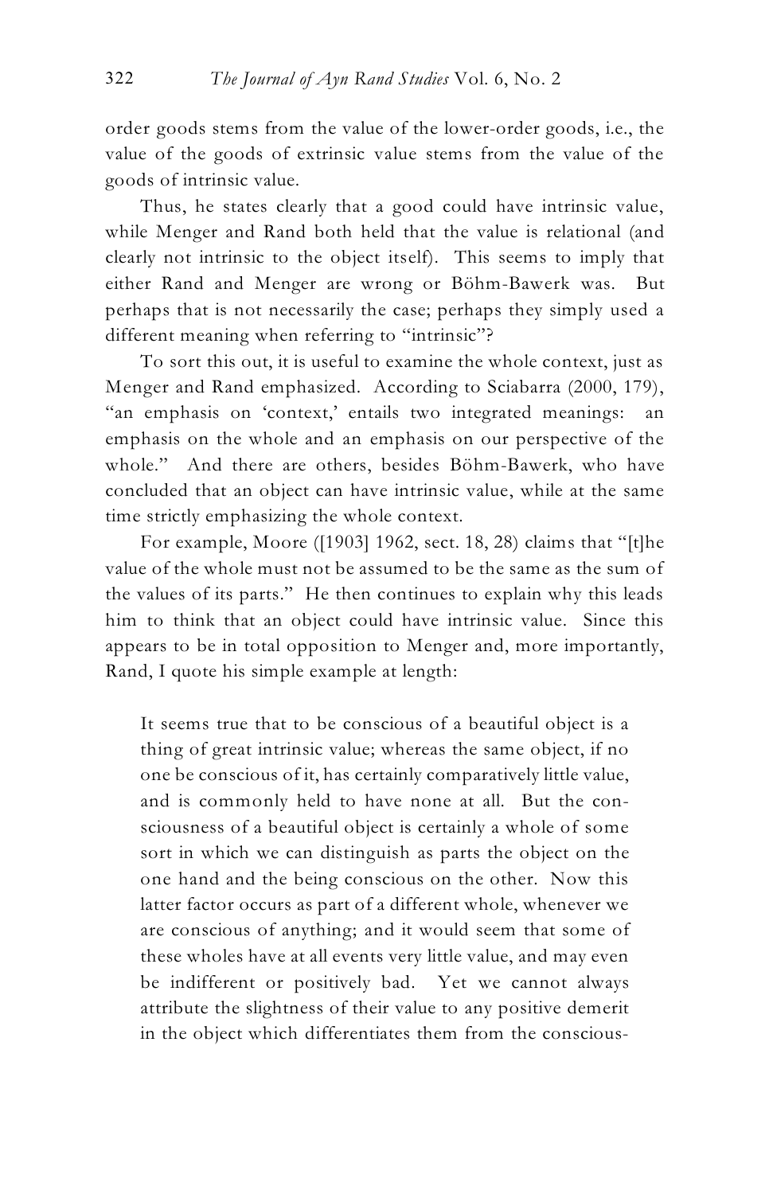order goods stems from the value of the lower-order goods, i.e., the value of the goods of extrinsic value stems from the value of the goods of intrinsic value.

Thus, he states clearly that a good could have intrinsic value, while Menger and Rand both held that the value is relational (and clearly not intrinsic to the object itself). This seems to imply that either Rand and Menger are wrong or Böhm-Bawerk was. But perhaps that is not necessarily the case; perhaps they simply used a different meaning when referring to "intrinsic"?

To sort this out, it is useful to examine the whole context, just as Menger and Rand emphasized. According to Sciabarra (2000, 179), "an emphasis on 'context,' entails two integrated meanings: an emphasis on the whole and an emphasis on our perspective of the whole." And there are others, besides Böhm-Bawerk, who have concluded that an object can have intrinsic value, while at the same time strictly emphasizing the whole context.

For example, Moore ([1903] 1962, sect. 18, 28) claims that "[t]he value of the whole must not be assumed to be the same as the sum of the values of its parts." He then continues to explain why this leads him to think that an object could have intrinsic value. Since this appears to be in total opposition to Menger and, more importantly, Rand, I quote his simple example at length:

> It seems true that to be conscious of a beautiful object is a thing of great intrinsic value; whereas the same object, if no one be conscious of it, has certainly comparatively little value, and is commonly held to have none at all. But the consciousness of a beautiful object is certainly a whole of some sort in which we can distinguish as parts the object on the one hand and the being conscious on the other. Now this latter factor occurs as part of a different whole, whenever we are conscious of anything; and it would seem that some of these wholes have at all events very little value, and may even be indifferent or positively bad. Yet we cannot always attribute the slightness of their value to any positive demerit in the object which differentiates them from the conscious-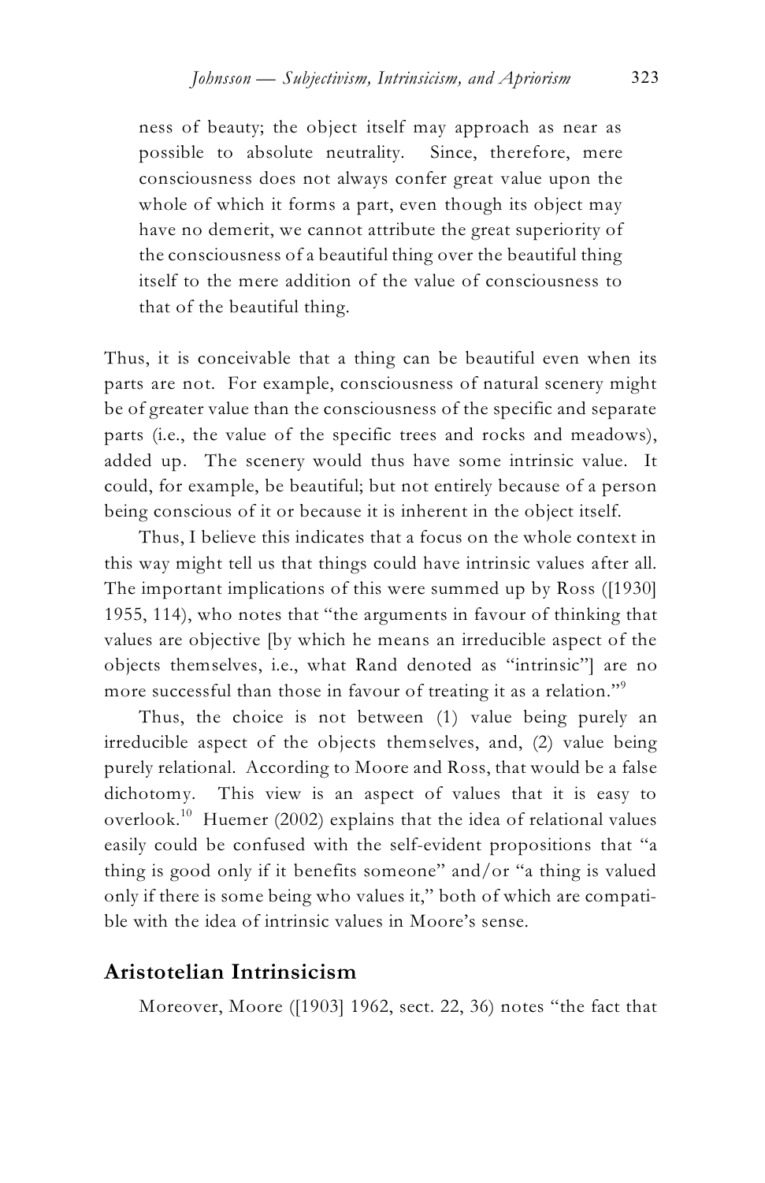> ness of beauty; the object itself may approach as near as possible to absolute neutrality. Since, therefore, mere consciousness does not always confer great value upon the whole of which it forms a part, even though its object may have no demerit, we cannot attribute the great superiority of the consciousness of a beautiful thing over the beautiful thing itself to the mere addition of the value of consciousness to that of the beautiful thing.

Thus, it is conceivable that a thing can be beautiful even when its parts are not. For example, consciousness of natural scenery might be of greater value than the consciousness of the specific and separate parts (i.e., the value of the specific trees and rocks and meadows), added up. The scenery would thus have some intrinsic value. It could, for example, be beautiful; but not entirely because of a person being conscious of it or because it is inherent in the object itself.

Thus, I believe this indicates that a focus on the whole context in this way might tell us that things could have intrinsic values after all. The important implications of this were summed up by Ross ([1930] 1955, 114), who notes that "the arguments in favour of thinking that values are objective [by which he means an irreducible aspect of the objects themselves, i.e., what Rand denoted as "intrinsic"] are no more successful than those in favour of treating it as a relation."[9]

Thus, the choice is not between (1) value being purely an irreducible aspect of the objects themselves, and, (2) value being purely relational. According to Moore and Ross, that would be a false dichotomy. This view is an aspect of values that it is easy to overlook.[10] Huemer (2002) explains that the idea of relational values easily could be confused with the self-evident propositions that "a thing is good only if it benefits someone" and/or "a thing is valued only if there is some being who values it," both of which are compatible with the idea of intrinsic values in Moore's sense.

## Aristotelian Intrinsicism

Moreover, Moore ([1903] 1962, sect. 22, 36) notes "the fact that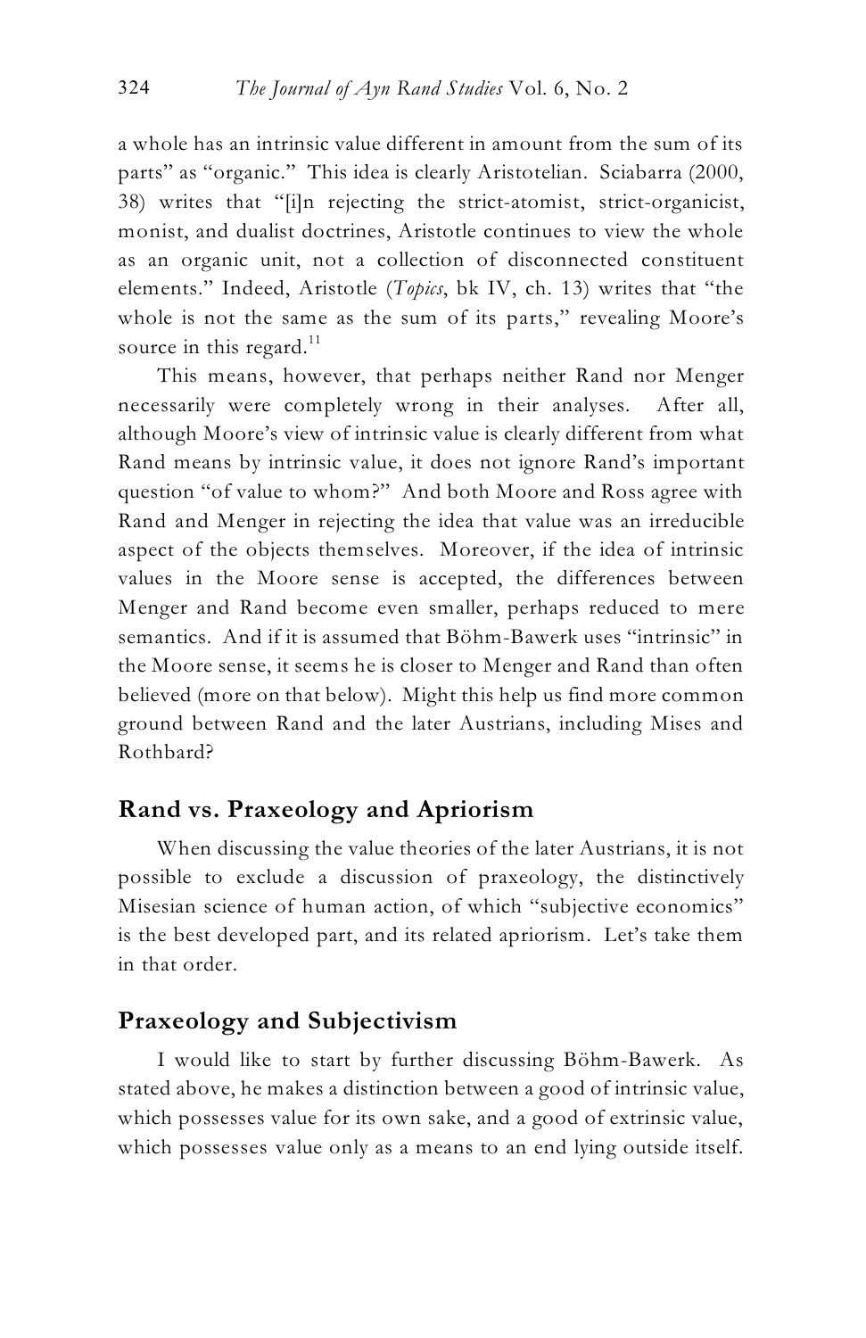a whole has an intrinsic value different in amount from the sum of its parts" as "organic." This idea is clearly Aristotelian. Sciabarra (2000, 38) writes that "[i]n rejecting the strict-atomist, strict-organicist, monist, and dualist doctrines, Aristotle continues to view the whole as an organic unit, not a collection of disconnected constituent elements." Indeed, Aristotle (*Topics*, bk IV, ch. 13) writes that "the whole is not the same as the sum of its parts," revealing Moore's source in this regard.[11]

This means, however, that perhaps neither Rand nor Menger necessarily were completely wrong in their analyses. After all, although Moore's view of intrinsic value is clearly different from what Rand means by intrinsic value, it does not ignore Rand's important question "of value to whom?" And both Moore and Ross agree with Rand and Menger in rejecting the idea that value was an irreducible aspect of the objects themselves. Moreover, if the idea of intrinsic values in the Moore sense is accepted, the differences between Menger and Rand become even smaller, perhaps reduced to mere semantics. And if it is assumed that Böhm-Bawerk uses "intrinsic" in the Moore sense, it seems he is closer to Menger and Rand than often believed (more on that below). Might this help us find more common ground between Rand and the later Austrians, including Mises and Rothbard?

## Rand vs. Praxeology and Apriorism

When discussing the value theories of the later Austrians, it is not possible to exclude a discussion of praxeology, the distinctively Misesian science of human action, of which "subjective economics" is the best developed part, and its related apriorism. Let's take them in that order.

## Praxeology and Subjectivism

I would like to start by further discussing Böhm-Bawerk. As stated above, he makes a distinction between a good of intrinsic value, which possesses value for its own sake, and a good of extrinsic value, which possesses value only as a means to an end lying outside itself.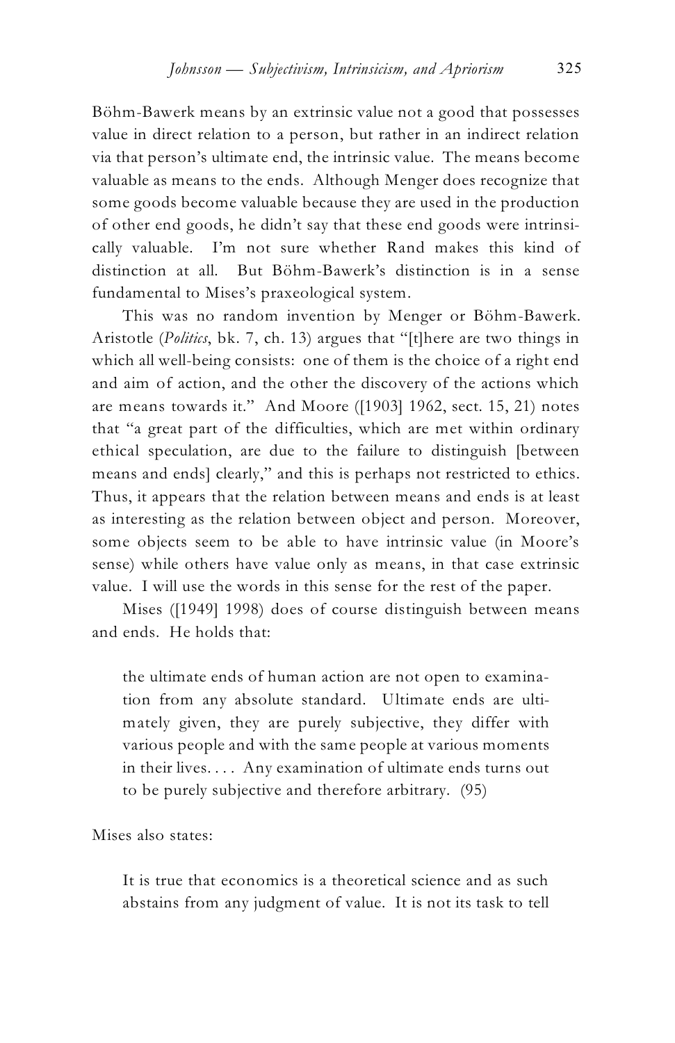Böhm-Bawerk means by an extrinsic value not a good that possesses value in direct relation to a person, but rather in an indirect relation via that person's ultimate end, the intrinsic value. The means become valuable as means to the ends. Although Menger does recognize that some goods become valuable because they are used in the production of other end goods, he didn't say that these end goods were intrinsically valuable. I'm not sure whether Rand makes this kind of distinction at all. But Böhm-Bawerk's distinction is in a sense fundamental to Mises's praxeological system.

This was no random invention by Menger or Böhm-Bawerk. Aristotle (*Politics*, bk. 7, ch. 13) argues that "[t]here are two things in which all well-being consists: one of them is the choice of a right end and aim of action, and the other the discovery of the actions which are means towards it." And Moore ([1903] 1962, sect. 15, 21) notes that "a great part of the difficulties, which are met within ordinary ethical speculation, are due to the failure to distinguish [between means and ends] clearly," and this is perhaps not restricted to ethics. Thus, it appears that the relation between means and ends is at least as interesting as the relation between object and person. Moreover, some objects seem to be able to have intrinsic value (in Moore's sense) while others have value only as means, in that case extrinsic value. I will use the words in this sense for the rest of the paper.

Mises ([1949] 1998) does of course distinguish between means and ends. He holds that:

> the ultimate ends of human action are not open to examination from any absolute standard. Ultimate ends are ultimately given, they are purely subjective, they differ with various people and with the same people at various moments in their lives. . . . Any examination of ultimate ends turns out to be purely subjective and therefore arbitrary. (95)

Mises also states:

> It is true that economics is a theoretical science and as such abstains from any judgment of value. It is not its task to tell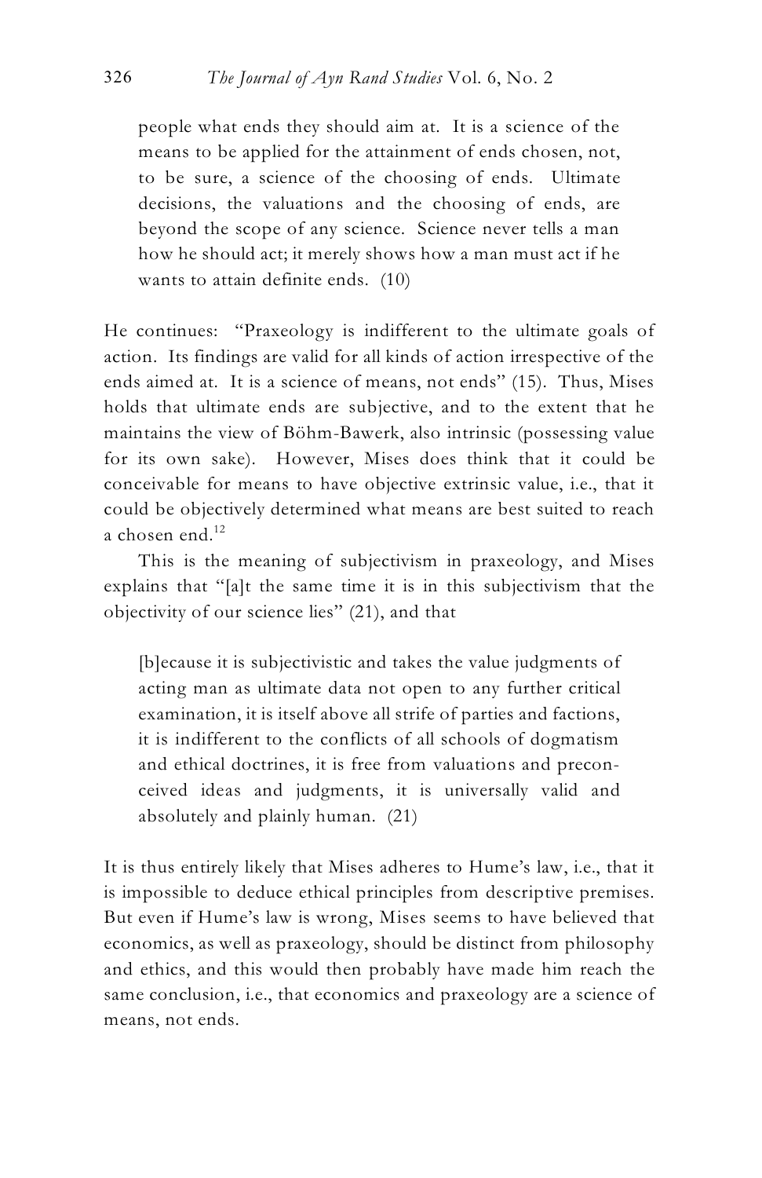> people what ends they should aim at. It is a science of the means to be applied for the attainment of ends chosen, not, to be sure, a science of the choosing of ends. Ultimate decisions, the valuations and the choosing of ends, are beyond the scope of any science. Science never tells a man how he should act; it merely shows how a man must act if he wants to attain definite ends. (10)

He continues: "Praxeology is indifferent to the ultimate goals of action. Its findings are valid for all kinds of action irrespective of the ends aimed at. It is a science of means, not ends" (15). Thus, Mises holds that ultimate ends are subjective, and to the extent that he maintains the view of Böhm-Bawerk, also intrinsic (possessing value for its own sake). However, Mises does think that it could be conceivable for means to have objective extrinsic value, i.e., that it could be objectively determined what means are best suited to reach a chosen end.[12]

This is the meaning of subjectivism in praxeology, and Mises explains that "[a]t the same time it is in this subjectivism that the objectivity of our science lies" (21), and that

> [b]ecause it is subjectivistic and takes the value judgments of acting man as ultimate data not open to any further critical examination, it is itself above all strife of parties and factions, it is indifferent to the conflicts of all schools of dogmatism and ethical doctrines, it is free from valuations and preconceived ideas and judgments, it is universally valid and absolutely and plainly human. (21)

It is thus entirely likely that Mises adheres to Hume's law, i.e., that it is impossible to deduce ethical principles from descriptive premises. But even if Hume's law is wrong, Mises seems to have believed that economics, as well as praxeology, should be distinct from philosophy and ethics, and this would then probably have made him reach the same conclusion, i.e., that economics and praxeology are a science of means, not ends.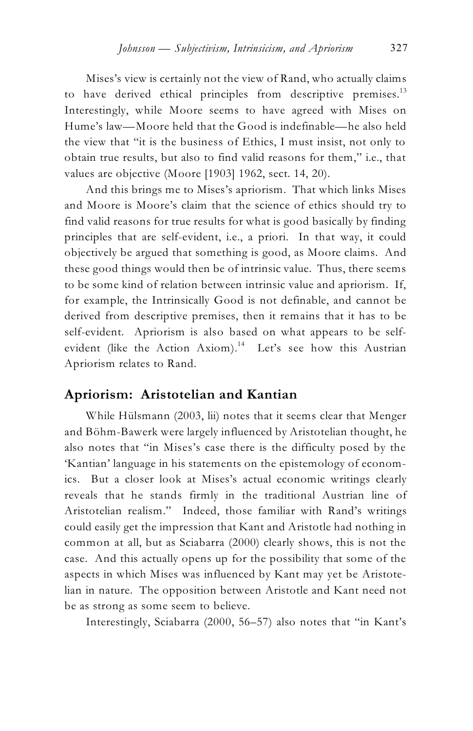Mises's view is certainly not the view of Rand, who actually claims to have derived ethical principles from descriptive premises.[13] Interestingly, while Moore seems to have agreed with Mises on Hume's law—Moore held that the Good is indefinable—he also held the view that "it is the business of Ethics, I must insist, not only to obtain true results, but also to find valid reasons for them," i.e., that values are objective (Moore [1903] 1962, sect. 14, 20).

And this brings me to Mises's apriorism. That which links Mises and Moore is Moore's claim that the science of ethics should try to find valid reasons for true results for what is good basically by finding principles that are self-evident, i.e., a priori. In that way, it could objectively be argued that something is good, as Moore claims. And these good things would then be of intrinsic value. Thus, there seems to be some kind of relation between intrinsic value and apriorism. If, for example, the Intrinsically Good is not definable, and cannot be derived from descriptive premises, then it remains that it has to be self-evident. Apriorism is also based on what appears to be self-evident (like the Action Axiom).[14] Let's see how this Austrian Apriorism relates to Rand.

## Apriorism: Aristotelian and Kantian

While Hülsmann (2003, lii) notes that it seems clear that Menger and Böhm-Bawerk were largely influenced by Aristotelian thought, he also notes that "in Mises's case there is the difficulty posed by the 'Kantian' language in his statements on the epistemology of economics. But a closer look at Mises's actual economic writings clearly reveals that he stands firmly in the traditional Austrian line of Aristotelian realism." Indeed, those familiar with Rand's writings could easily get the impression that Kant and Aristotle had nothing in common at all, but as Sciabarra (2000) clearly shows, this is not the case. And this actually opens up for the possibility that some of the aspects in which Mises was influenced by Kant may yet be Aristotelian in nature. The opposition between Aristotle and Kant need not be as strong as some seem to believe.

Interestingly, Sciabarra (2000, 56–57) also notes that "in Kant's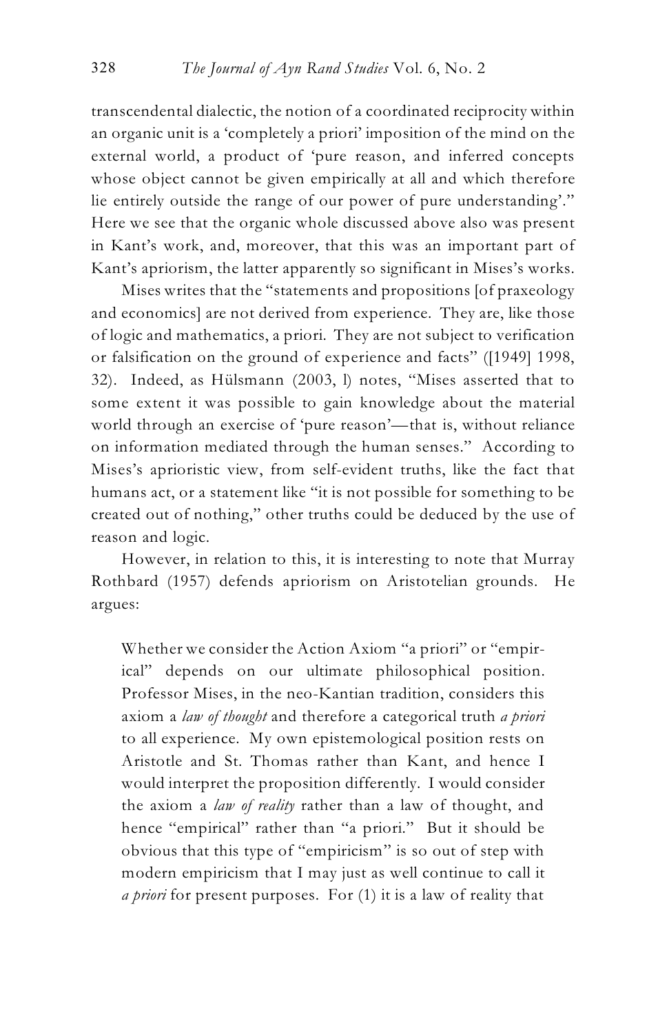transcendental dialectic, the notion of a coordinated reciprocity within an organic unit is a 'completely a priori' imposition of the mind on the external world, a product of 'pure reason, and inferred concepts whose object cannot be given empirically at all and which therefore lie entirely outside the range of our power of pure understanding'." Here we see that the organic whole discussed above also was present in Kant's work, and, moreover, that this was an important part of Kant's apriorism, the latter apparently so significant in Mises's works.

Mises writes that the "statements and propositions [of praxeology and economics] are not derived from experience. They are, like those of logic and mathematics, a priori. They are not subject to verification or falsification on the ground of experience and facts" ([1949] 1998, 32). Indeed, as Hülsmann (2003, l) notes, "Mises asserted that to some extent it was possible to gain knowledge about the material world through an exercise of 'pure reason'—that is, without reliance on information mediated through the human senses." According to Mises's aprioristic view, from self-evident truths, like the fact that humans act, or a statement like "it is not possible for something to be created out of nothing," other truths could be deduced by the use of reason and logic.

However, in relation to this, it is interesting to note that Murray Rothbard (1957) defends apriorism on Aristotelian grounds. He argues:

> Whether we consider the Action Axiom "a priori" or "empirical" depends on our ultimate philosophical position. Professor Mises, in the neo-Kantian tradition, considers this axiom a *law of thought* and therefore a categorical truth *a priori* to all experience. My own epistemological position rests on Aristotle and St. Thomas rather than Kant, and hence I would interpret the proposition differently. I would consider the axiom a *law of reality* rather than a law of thought, and hence "empirical" rather than "a priori." But it should be obvious that this type of "empiricism" is so out of step with modern empiricism that I may just as well continue to call it *a priori* for present purposes. For (1) it is a law of reality that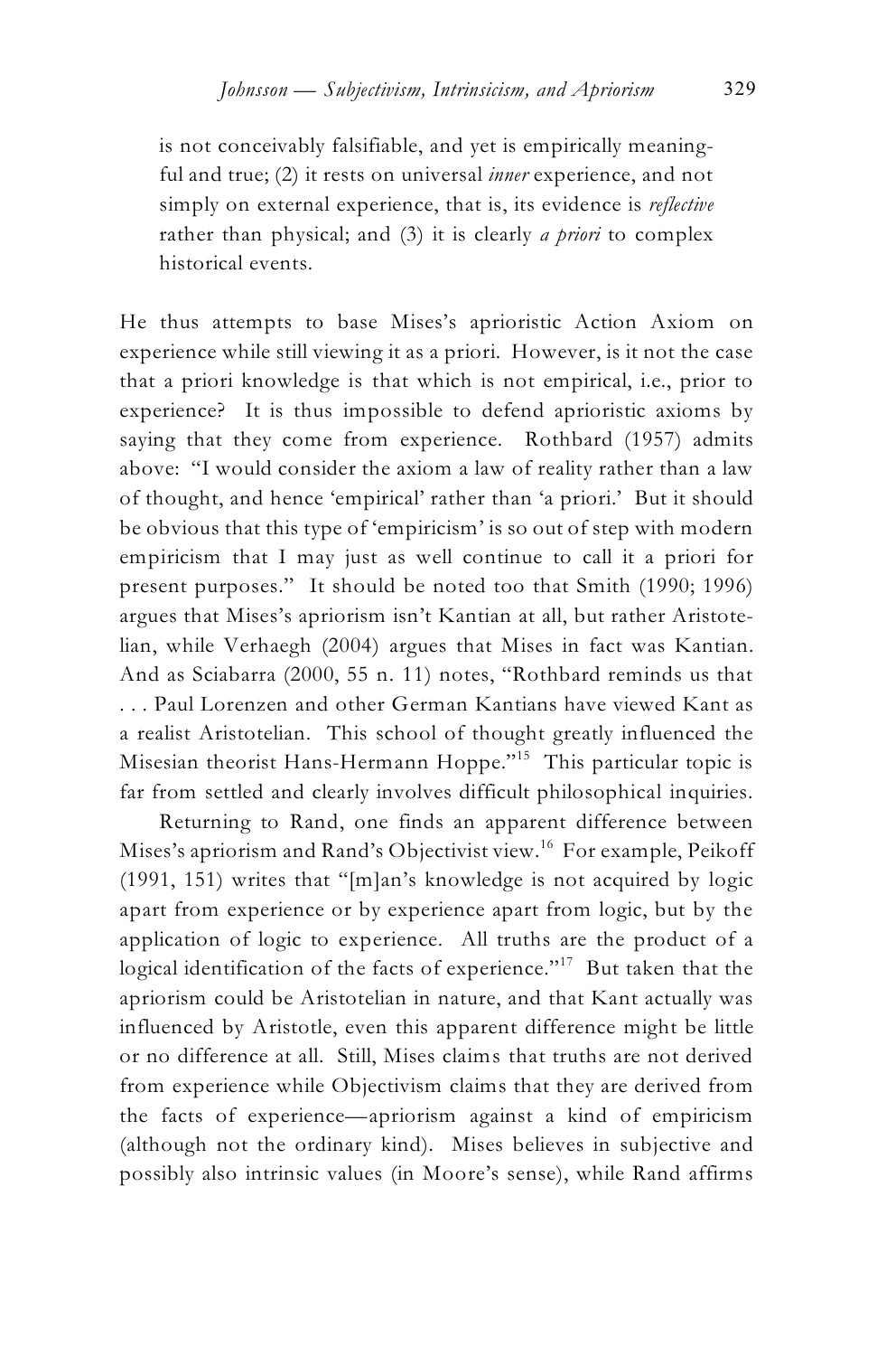is not conceivably falsifiable, and yet is empirically meaningful and true; (2) it rests on universal *inner* experience, and not simply on external experience, that is, its evidence is *reflective* rather than physical; and (3) it is clearly *a priori* to complex historical events.

He thus attempts to base Mises's aprioristic Action Axiom on experience while still viewing it as a priori. However, is it not the case that a priori knowledge is that which is not empirical, i.e., prior to experience? It is thus impossible to defend aprioristic axioms by saying that they come from experience. Rothbard (1957) admits above: "I would consider the axiom a law of reality rather than a law of thought, and hence 'empirical' rather than 'a priori.' But it should be obvious that this type of 'empiricism' is so out of step with modern empiricism that I may just as well continue to call it a priori for present purposes." It should be noted too that Smith (1990; 1996) argues that Mises's apriorism isn't Kantian at all, but rather Aristotelian, while Verhaegh (2004) argues that Mises in fact was Kantian. And as Sciabarra (2000, 55 n. 11) notes, "Rothbard reminds us that . . . Paul Lorenzen and other German Kantians have viewed Kant as a realist Aristotelian. This school of thought greatly influenced the Misesian theorist Hans-Hermann Hoppe."[15] This particular topic is far from settled and clearly involves difficult philosophical inquiries.

Returning to Rand, one finds an apparent difference between Mises's apriorism and Rand's Objectivist view.[16] For example, Peikoff (1991, 151) writes that "[m]an's knowledge is not acquired by logic apart from experience or by experience apart from logic, but by the application of logic to experience. All truths are the product of a logical identification of the facts of experience."[17] But taken that the apriorism could be Aristotelian in nature, and that Kant actually was influenced by Aristotle, even this apparent difference might be little or no difference at all. Still, Mises claims that truths are not derived from experience while Objectivism claims that they are derived from the facts of experience—apriorism against a kind of empiricism (although not the ordinary kind). Mises believes in subjective and possibly also intrinsic values (in Moore's sense), while Rand affirms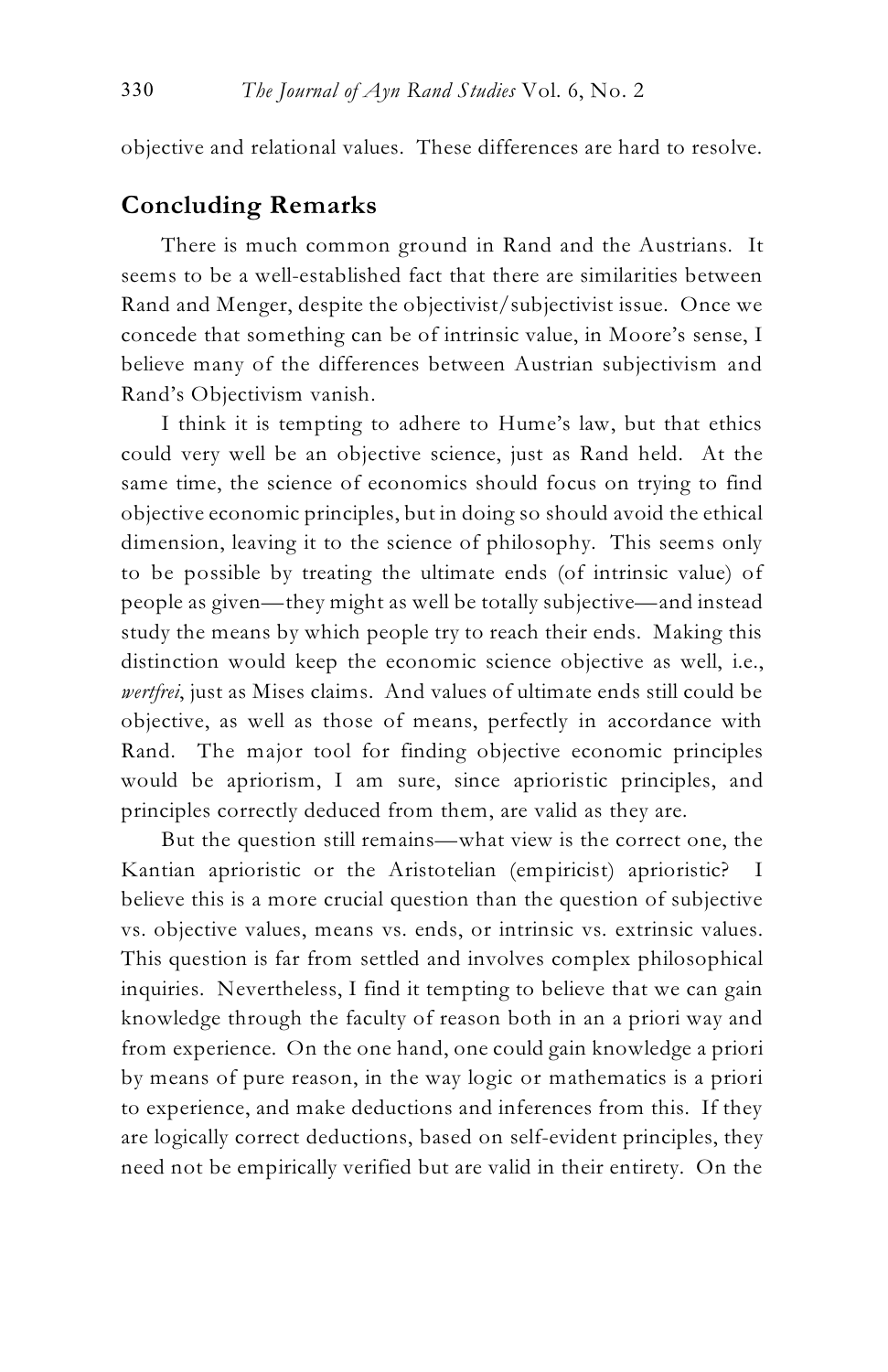objective and relational values. These differences are hard to resolve.

## Concluding Remarks

There is much common ground in Rand and the Austrians. It seems to be a well-established fact that there are similarities between Rand and Menger, despite the objectivist/subjectivist issue. Once we concede that something can be of intrinsic value, in Moore's sense, I believe many of the differences between Austrian subjectivism and Rand's Objectivism vanish.

I think it is tempting to adhere to Hume's law, but that ethics could very well be an objective science, just as Rand held. At the same time, the science of economics should focus on trying to find objective economic principles, but in doing so should avoid the ethical dimension, leaving it to the science of philosophy. This seems only to be possible by treating the ultimate ends (of intrinsic value) of people as given—they might as well be totally subjective—and instead study the means by which people try to reach their ends. Making this distinction would keep the economic science objective as well, i.e., *wertfrei*, just as Mises claims. And values of ultimate ends still could be objective, as well as those of means, perfectly in accordance with Rand. The major tool for finding objective economic principles would be apriorism, I am sure, since aprioristic principles, and principles correctly deduced from them, are valid as they are.

But the question still remains—what view is the correct one, the Kantian aprioristic or the Aristotelian (empiricist) aprioristic? I believe this is a more crucial question than the question of subjective vs. objective values, means vs. ends, or intrinsic vs. extrinsic values. This question is far from settled and involves complex philosophical inquiries. Nevertheless, I find it tempting to believe that we can gain knowledge through the faculty of reason both in an a priori way and from experience. On the one hand, one could gain knowledge a priori by means of pure reason, in the way logic or mathematics is a priori to experience, and make deductions and inferences from this. If they are logically correct deductions, based on self-evident principles, they need not be empirically verified but are valid in their entirety. On the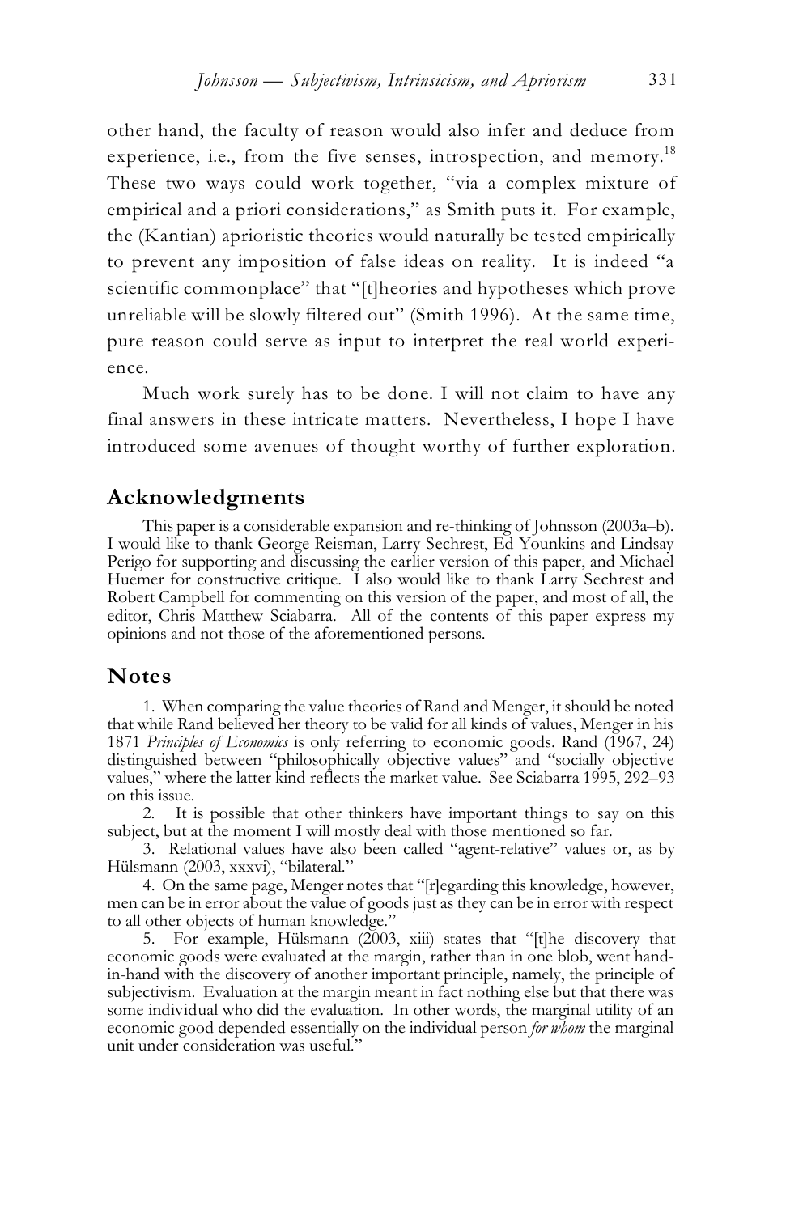other hand, the faculty of reason would also infer and deduce from experience, i.e., from the five senses, introspection, and memory.[18] These two ways could work together, "via a complex mixture of empirical and a priori considerations," as Smith puts it. For example, the (Kantian) aprioristic theories would naturally be tested empirically to prevent any imposition of false ideas on reality. It is indeed "a scientific commonplace" that "[t]heories and hypotheses which prove unreliable will be slowly filtered out" (Smith 1996). At the same time, pure reason could serve as input to interpret the real world experience.

Much work surely has to be done. I will not claim to have any final answers in these intricate matters. Nevertheless, I hope I have introduced some avenues of thought worthy of further exploration.

## Acknowledgments

This paper is a considerable expansion and re-thinking of Johnsson (2003a–b). I would like to thank George Reisman, Larry Sechrest, Ed Younkins and Lindsay Perigo for supporting and discussing the earlier version of this paper, and Michael Huemer for constructive critique. I also would like to thank Larry Sechrest and Robert Campbell for commenting on this version of the paper, and most of all, the editor, Chris Matthew Sciabarra. All of the contents of this paper express my opinions and not those of the aforementioned persons.

## Notes

1. When comparing the value theories of Rand and Menger, it should be noted that while Rand believed her theory to be valid for all kinds of values, Menger in his 1871 *Principles of Economics* is only referring to economic goods. Rand (1967, 24) distinguished between "philosophically objective values" and "socially objective values," where the latter kind reflects the market value. See Sciabarra 1995, 292–93 on this issue.

2. It is possible that other thinkers have important things to say on this subject, but at the moment I will mostly deal with those mentioned so far.

3. Relational values have also been called "agent-relative" values or, as by Hülsmann (2003, xxxvi), "bilateral."

4. On the same page, Menger notes that "[r]egarding this knowledge, however, men can be in error about the value of goods just as they can be in error with respect to all other objects of human knowledge."

5. For example, Hülsmann (2003, xiii) states that "[t]he discovery that economic goods were evaluated at the margin, rather than in one blob, went hand-in-hand with the discovery of another important principle, namely, the principle of subjectivism. Evaluation at the margin meant in fact nothing else but that there was some individual who did the evaluation. In other words, the marginal utility of an economic good depended essentially on the individual person *for whom* the marginal unit under consideration was useful."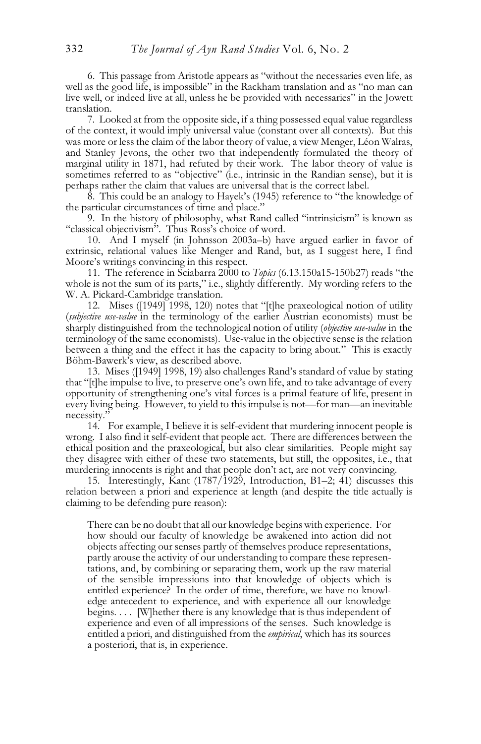6. This passage from Aristotle appears as "without the necessaries even life, as well as the good life, is impossible" in the Rackham translation and as "no man can live well, or indeed live at all, unless he be provided with necessaries" in the Jowett translation.

7. Looked at from the opposite side, if a thing possessed equal value regardless of the context, it would imply universal value (constant over all contexts). But this was more or less the claim of the labor theory of value, a view Menger, Léon Walras, and Stanley Jevons, the other two that independently formulated the theory of marginal utility in 1871, had refuted by their work. The labor theory of value is sometimes referred to as "objective" (i.e., intrinsic in the Randian sense), but it is perhaps rather the claim that values are universal that is the correct label.

8. This could be an analogy to Hayek's (1945) reference to "the knowledge of the particular circumstances of time and place."

9. In the history of philosophy, what Rand called "intrinsicism" is known as "classical objectivism". Thus Ross's choice of word.

10. And I myself (in Johnsson 2003a–b) have argued earlier in favor of extrinsic, relational values like Menger and Rand, but, as I suggest here, I find Moore's writings convincing in this respect.

11. The reference in Sciabarra 2000 to *Topics* (6.13.150a15-150b27) reads "the whole is not the sum of its parts," i.e., slightly differently. My wording refers to the W. A. Pickard-Cambridge translation.

12. Mises ([1949] 1998, 120) notes that "[t]he praxeological notion of utility (*subjective use-value* in the terminology of the earlier Austrian economists) must be sharply distinguished from the technological notion of utility (*objective use-value* in the terminology of the same economists). Use-value in the objective sense is the relation between a thing and the effect it has the capacity to bring about." This is exactly Böhm-Bawerk's view, as described above.

13. Mises ([1949] 1998, 19) also challenges Rand's standard of value by stating that "[t]he impulse to live, to preserve one's own life, and to take advantage of every opportunity of strengthening one's vital forces is a primal feature of life, present in every living being. However, to yield to this impulse is not—for man—an inevitable necessity."

14. For example, I believe it is self-evident that murdering innocent people is wrong. I also find it self-evident that people act. There are differences between the ethical position and the praxeological, but also clear similarities. People might say they disagree with either of these two statements, but still, the opposites, i.e., that murdering innocents is right and that people don't act, are not very convincing.

15. Interestingly, Kant (1787/1929, Introduction, B1–2; 41) discusses this relation between a priori and experience at length (and despite the title actually is claiming to be defending pure reason):

> There can be no doubt that all our knowledge begins with experience. For how should our faculty of knowledge be awakened into action did not objects affecting our senses partly of themselves produce representations, partly arouse the activity of our understanding to compare these representations, and, by combining or separating them, work up the raw material of the sensible impressions into that knowledge of objects which is entitled experience? In the order of time, therefore, we have no knowledge antecedent to experience, and with experience all our knowledge begins. . . . [W]hether there is any knowledge that is thus independent of experience and even of all impressions of the senses. Such knowledge is entitled a priori, and distinguished from the *empirical*, which has its sources a posteriori, that is, in experience.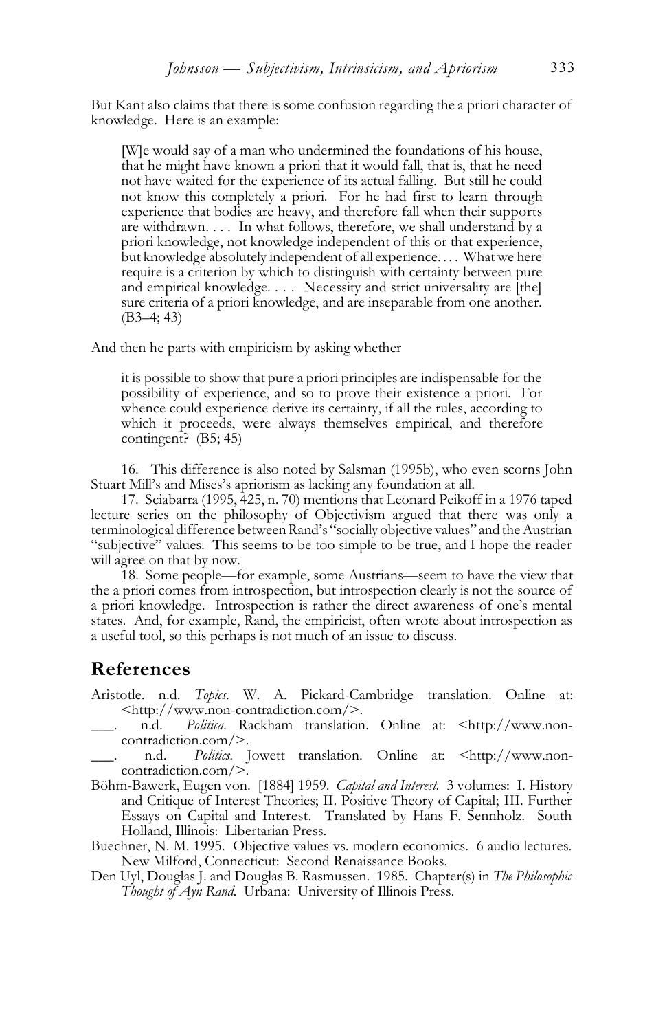But Kant also claims that there is some confusion regarding the a priori character of knowledge. Here is an example:

> [W]e would say of a man who undermined the foundations of his house, that he might have known a priori that it would fall, that is, that he need not have waited for the experience of its actual falling. But still he could not know this completely a priori. For he had first to learn through experience that bodies are heavy, and therefore fall when their supports are withdrawn. . . . In what follows, therefore, we shall understand by a priori knowledge, not knowledge independent of this or that experience, but knowledge absolutely independent of all experience. . . . What we here require is a criterion by which to distinguish with certainty between pure and empirical knowledge. . . . Necessity and strict universality are [the] sure criteria of a priori knowledge, and are inseparable from one another. (B3–4; 43)

And then he parts with empiricism by asking whether

> it is possible to show that pure a priori principles are indispensable for the possibility of experience, and so to prove their existence a priori. For whence could experience derive its certainty, if all the rules, according to which it proceeds, were always themselves empirical, and therefore contingent? (B5; 45)

16. This difference is also noted by Salsman (1995b), who even scorns John Stuart Mill's and Mises's apriorism as lacking any foundation at all.

17. Sciabarra (1995, 425, n. 70) mentions that Leonard Peikoff in a 1976 taped lecture series on the philosophy of Objectivism argued that there was only a terminological difference between Rand's "socially objective values" and the Austrian "subjective" values. This seems to be too simple to be true, and I hope the reader will agree on that by now.

18. Some people—for example, some Austrians—seem to have the view that the a priori comes from introspection, but introspection clearly is not the source of a priori knowledge. Introspection is rather the direct awareness of one's mental states. And, for example, Rand, the empiricist, often wrote about introspection as a useful tool, so this perhaps is not much of an issue to discuss.

## References

Aristotle. n.d. *Topics*. W. A. Pickard-Cambridge translation. Online at: <http://www.non-contradiction.com/>.

\_\_\_. n.d. *Politica*. Rackham translation. Online at: <http://www.non-contradiction.com/>.

\_\_\_. n.d. *Politics*. Jowett translation. Online at: <http://www.non-contradiction.com/>.

Böhm-Bawerk, Eugen von. [1884] 1959. *Capital and Interest*. 3 volumes: I. History and Critique of Interest Theories; II. Positive Theory of Capital; III. Further Essays on Capital and Interest. Translated by Hans F. Sennholz. South Holland, Illinois: Libertarian Press.

Buechner, N. M. 1995. Objective values vs. modern economics. 6 audio lectures. New Milford, Connecticut: Second Renaissance Books.

Den Uyl, Douglas J. and Douglas B. Rasmussen. 1985. Chapter(s) in *The Philosophic Thought of Ayn Rand*. Urbana: University of Illinois Press.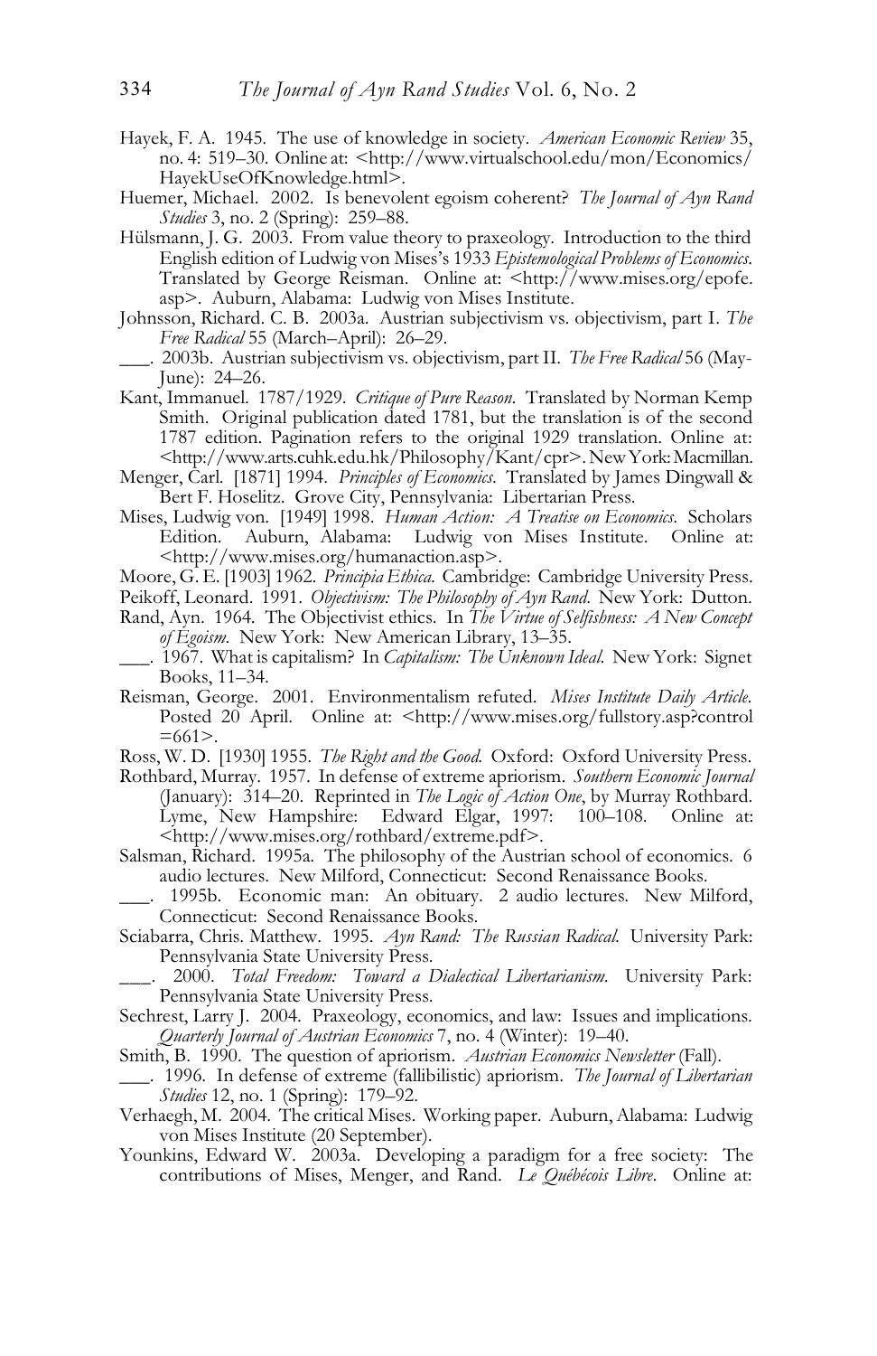Hayek, F. A. 1945. The use of knowledge in society. *American Economic Review* 35, no. 4: 519–30. Online at: <http://www.virtualschool.edu/mon/Economics/HayekUseOfKnowledge.html>.

Huemer, Michael. 2002. Is benevolent egoism coherent? *The Journal of Ayn Rand Studies* 3, no. 2 (Spring): 259–88.

Hülsmann, J. G. 2003. From value theory to praxeology. Introduction to the third English edition of Ludwig von Mises's 1933 *Epistemological Problems of Economics*. Translated by George Reisman. Online at: <http://www.mises.org/epofe.asp>. Auburn, Alabama: Ludwig von Mises Institute.

Johnsson, Richard. C. B. 2003a. Austrian subjectivism vs. objectivism, part I. *The Free Radical* 55 (March–April): 26–29.

___. 2003b. Austrian subjectivism vs. objectivism, part II. *The Free Radical* 56 (May-June): 24–26.

Kant, Immanuel. 1787/1929. *Critique of Pure Reason*. Translated by Norman Kemp Smith. Original publication dated 1781, but the translation is of the second 1787 edition. Pagination refers to the original 1929 translation. Online at: <http://www.arts.cuhk.edu.hk/Philosophy/Kant/cpr>. New York: Macmillan.

Menger, Carl. [1871] 1994. *Principles of Economics*. Translated by James Dingwall & Bert F. Hoselitz. Grove City, Pennsylvania: Libertarian Press.

Mises, Ludwig von. [1949] 1998. *Human Action: A Treatise on Economics*. Scholars Edition. Auburn, Alabama: Ludwig von Mises Institute. Online at: <http://www.mises.org/humanaction.asp>.

Moore, G. E. [1903] 1962. *Principia Ethica*. Cambridge: Cambridge University Press.

Peikoff, Leonard. 1991. *Objectivism: The Philosophy of Ayn Rand*. New York: Dutton.

Rand, Ayn. 1964. The Objectivist ethics. In *The Virtue of Selfishness: A New Concept of Egoism*. New York: New American Library, 13–35.

___. 1967. What is capitalism? In *Capitalism: The Unknown Ideal*. New York: Signet Books, 11–34.

Reisman, George. 2001. Environmentalism refuted. *Mises Institute Daily Article*. Posted 20 April. Online at: <http://www.mises.org/fullstory.asp?control=661>.

Ross, W. D. [1930] 1955. *The Right and the Good*. Oxford: Oxford University Press.

Rothbard, Murray. 1957. In defense of extreme apriorism. *Southern Economic Journal* (January): 314–20. Reprinted in *The Logic of Action One*, by Murray Rothbard. Lyme, New Hampshire: Edward Elgar, 1997: 100–108. Online at: <http://www.mises.org/rothbard/extreme.pdf>.

Salsman, Richard. 1995a. The philosophy of the Austrian school of economics. 6 audio lectures. New Milford, Connecticut: Second Renaissance Books.

___. 1995b. Economic man: An obituary. 2 audio lectures. New Milford, Connecticut: Second Renaissance Books.

Sciabarra, Chris. Matthew. 1995. *Ayn Rand: The Russian Radical*. University Park: Pennsylvania State University Press.

___. 2000. *Total Freedom: Toward a Dialectical Libertarianism*. University Park: Pennsylvania State University Press.

Sechrest, Larry J. 2004. Praxeology, economics, and law: Issues and implications. *Quarterly Journal of Austrian Economics* 7, no. 4 (Winter): 19–40.

Smith, B. 1990. The question of apriorism. *Austrian Economics Newsletter* (Fall).

___. 1996. In defense of extreme (fallibilistic) apriorism. *The Journal of Libertarian Studies* 12, no. 1 (Spring): 179–92.

Verhaegh, M. 2004. The critical Mises. Working paper. Auburn, Alabama: Ludwig von Mises Institute (20 September).

Younkins, Edward W. 2003a. Developing a paradigm for a free society: The contributions of Mises, Menger, and Rand. *Le Québécois Libre*. Online at: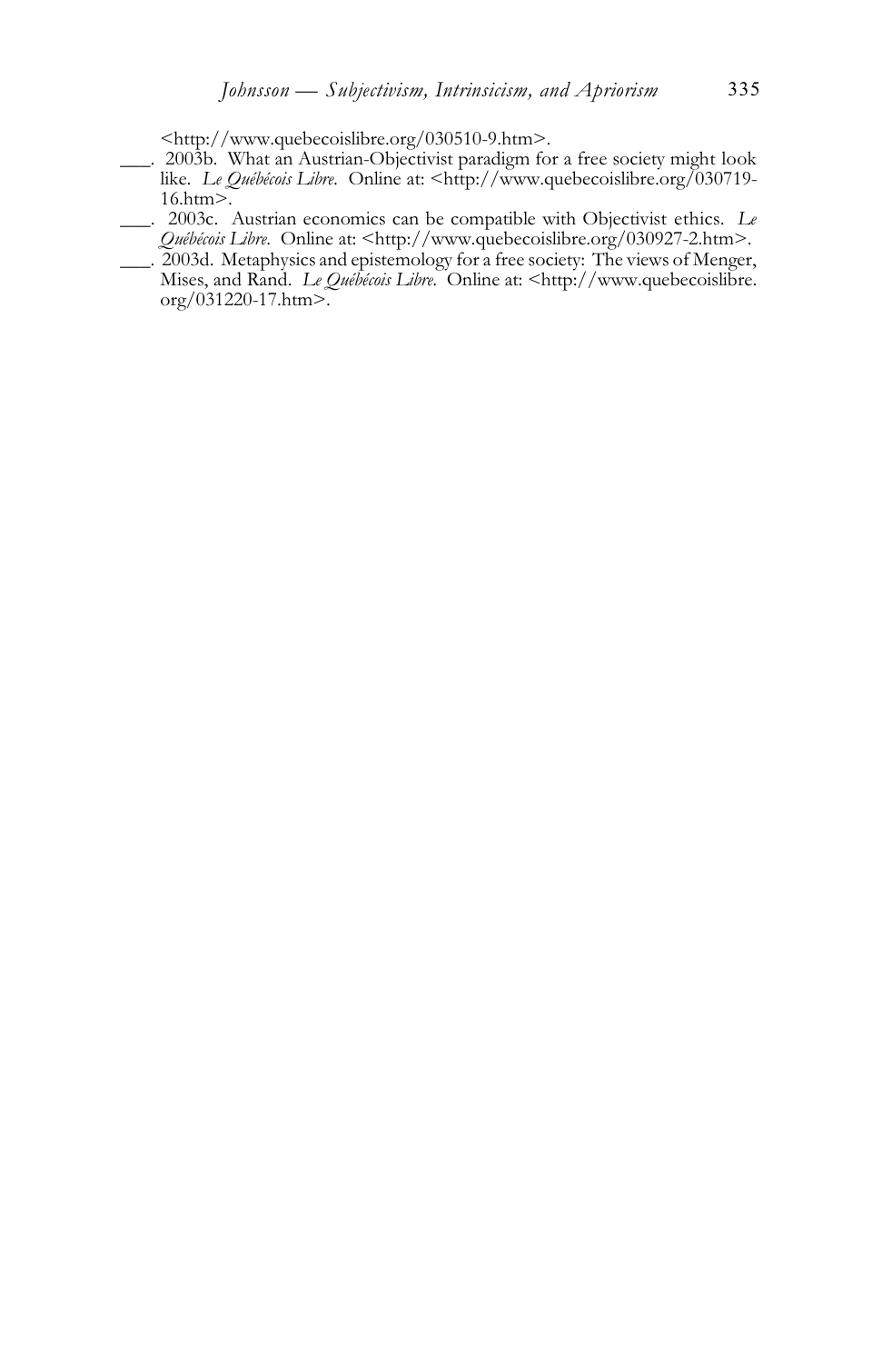<http://www.quebecoislibre.org/030510-9.htm>.

\_\_\_. 2003b. What an Austrian-Objectivist paradigm for a free society might look like. *Le Québécois Libre*. Online at: <http://www.quebecoislibre.org/030719-16.htm>.

\_\_\_. 2003c. Austrian economics can be compatible with Objectivist ethics. *Le Québécois Libre*. Online at: <http://www.quebecoislibre.org/030927-2.htm>.

\_\_\_. 2003d. Metaphysics and epistemology for a free society: The views of Menger, Mises, and Rand. *Le Québécois Libre*. Online at: <http://www.quebecoislibre.org/031220-17.htm>.